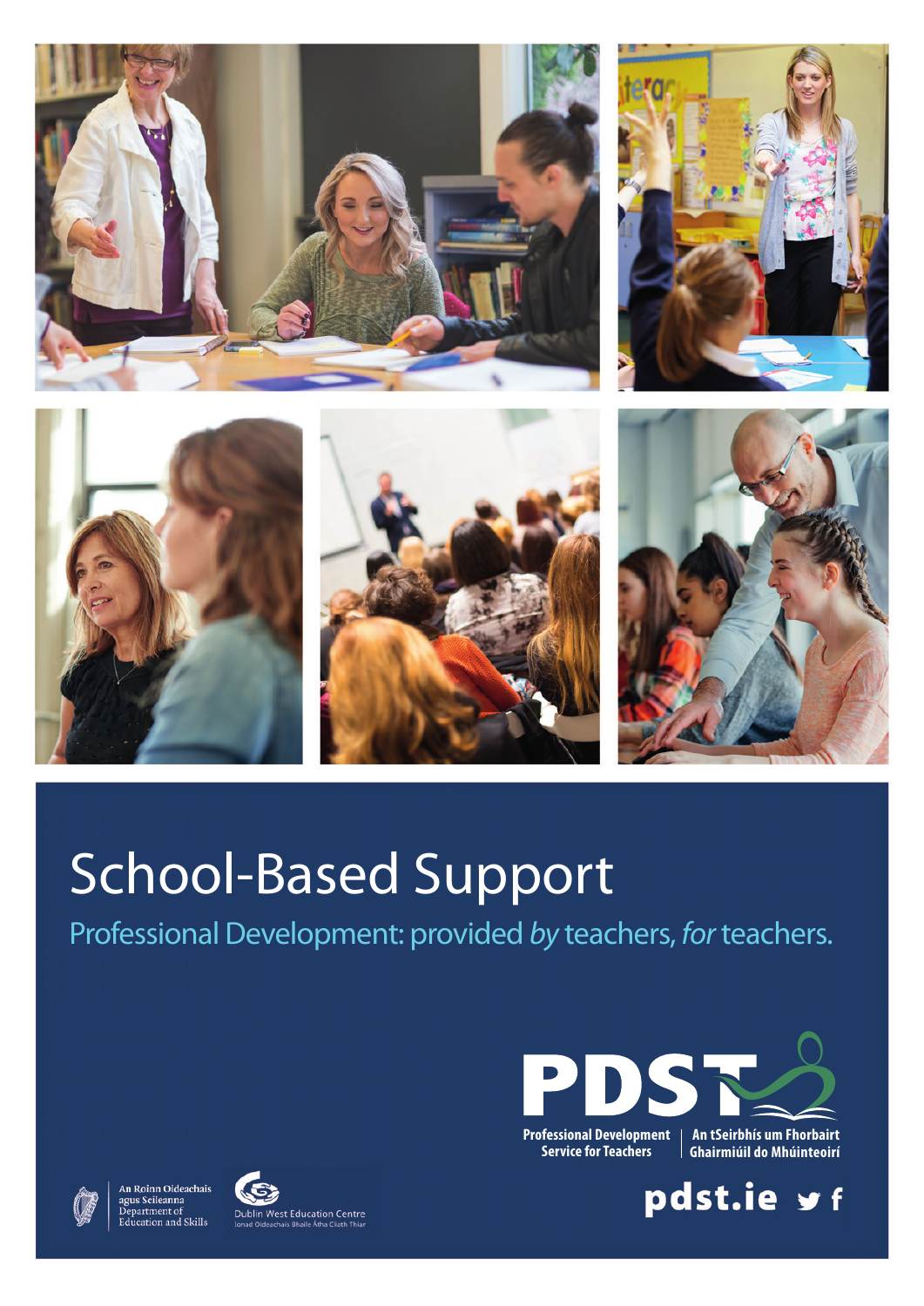# School-Based Support

Professional Development: provided *by* teachers, *for* teachers.

PDST

Professional Development Service for Teachers | An tSeirbhís um Fhorbairt Ghairmiúil do Mhúinteoirí

An Roinn Oideachais agus Scileanna
Department of Education and Skills

Dublin West Education Centre
Ionad Oideachais Bhaile Átha Cliath Thiar

pdst.ie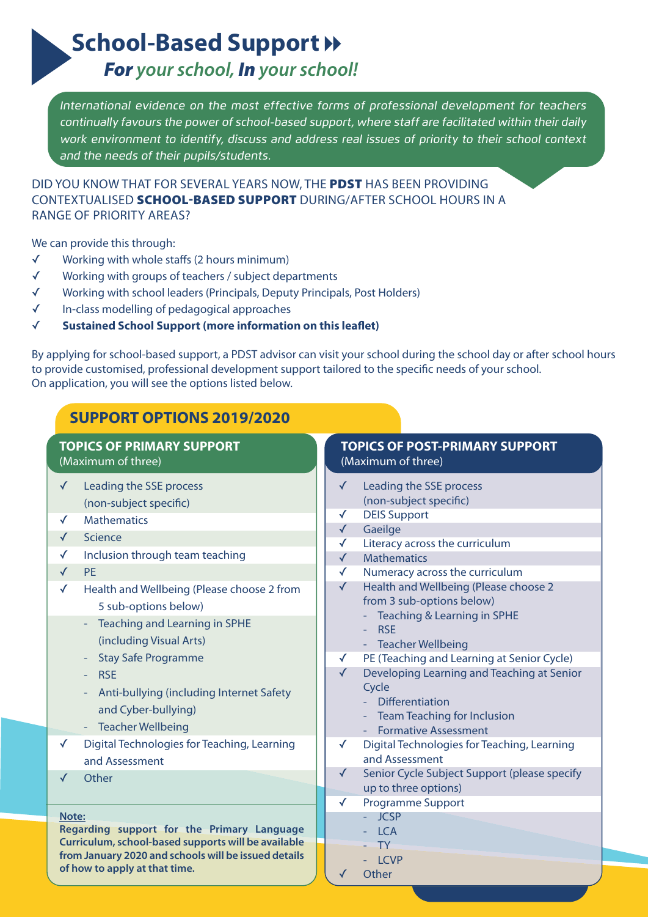# School-Based Support

## *For your school, In your school!*

*International evidence on the most effective forms of professional development for teachers continually favours the power of school-based support, where staff are facilitated within their daily work environment to identify, discuss and address real issues of priority to their school context and the needs of their pupils/students.*

DID YOU KNOW THAT FOR SEVERAL YEARS NOW, THE **PDST** HAS BEEN PROVIDING CONTEXTUALISED **SCHOOL-BASED SUPPORT** DURING/AFTER SCHOOL HOURS IN A RANGE OF PRIORITY AREAS?

We can provide this through:

- ✓ Working with whole staffs (2 hours minimum)
- ✓ Working with groups of teachers / subject departments
- ✓ Working with school leaders (Principals, Deputy Principals, Post Holders)
- ✓ In-class modelling of pedagogical approaches
- ✓ **Sustained School Support (more information on this leaflet)**

By applying for school-based support, a PDST advisor can visit your school during the school day or after school hours to provide customised, professional development support tailored to the specific needs of your school.
On application, you will see the options listed below.

## SUPPORT OPTIONS 2019/2020

### TOPICS OF PRIMARY SUPPORT
(Maximum of three)

- ✓ Leading the SSE process (non-subject specific)
- ✓ Mathematics
- ✓ Science
- ✓ Inclusion through team teaching
- ✓ PE
- ✓ Health and Wellbeing (Please choose 2 from 5 sub-options below)
  - Teaching and Learning in SPHE (including Visual Arts)
  - Stay Safe Programme
  - RSE
  - Anti-bullying (including Internet Safety and Cyber-bullying)
  - Teacher Wellbeing
- ✓ Digital Technologies for Teaching, Learning and Assessment
- ✓ Other

**Note:**
**Regarding support for the Primary Language Curriculum, school-based supports will be available from January 2020 and schools will be issued details of how to apply at that time.**

### TOPICS OF POST-PRIMARY SUPPORT
(Maximum of three)

- ✓ Leading the SSE process (non-subject specific)
- ✓ DEIS Support
- ✓ Gaeilge
- ✓ Literacy across the curriculum
- ✓ Mathematics
- ✓ Numeracy across the curriculum
- ✓ Health and Wellbeing (Please choose 2 from 3 sub-options below)
  - Teaching & Learning in SPHE
  - RSE
  - Teacher Wellbeing
- ✓ PE (Teaching and Learning at Senior Cycle)
- ✓ Developing Learning and Teaching at Senior Cycle
  - Differentiation
  - Team Teaching for Inclusion
  - Formative Assessment
- ✓ Digital Technologies for Teaching, Learning and Assessment
- ✓ Senior Cycle Subject Support (please specify up to three options)
- ✓ Programme Support
  - JCSP
  - LCA
  - TY
  - LCVP
- ✓ Other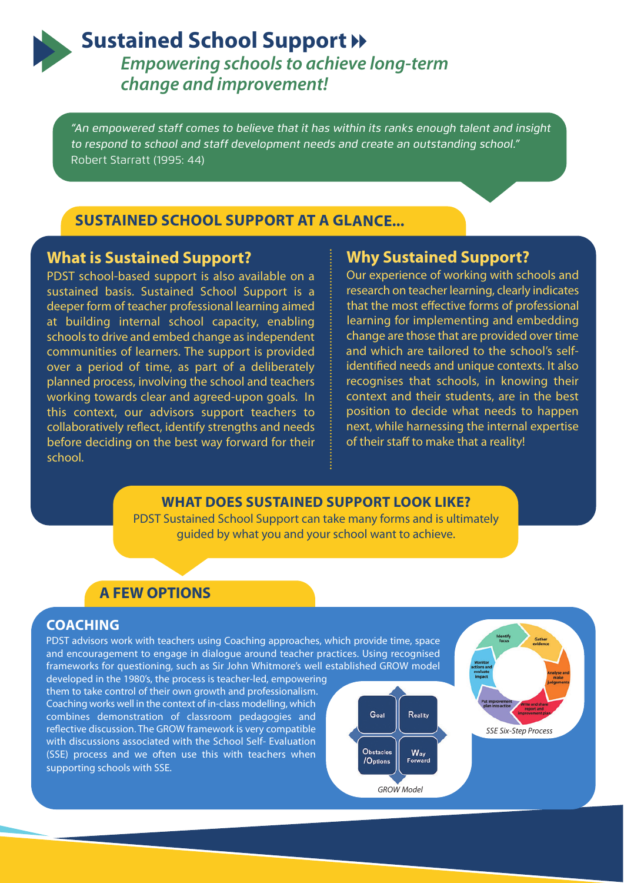# Sustained School Support

*Empowering schools to achieve long-term change and improvement!*

> *"An empowered staff comes to believe that it has within its ranks enough talent and insight to respond to school and staff development needs and create an outstanding school."*
> Robert Starratt (1995: 44)

## SUSTAINED SCHOOL SUPPORT AT A GLANCE...

### What is Sustained Support?

PDST school-based support is also available on a sustained basis. Sustained School Support is a deeper form of teacher professional learning aimed at building internal school capacity, enabling schools to drive and embed change as independent communities of learners. The support is provided over a period of time, as part of a deliberately planned process, involving the school and teachers working towards clear and agreed-upon goals. In this context, our advisors support teachers to collaboratively reflect, identify strengths and needs before deciding on the best way forward for their school.

### Why Sustained Support?

Our experience of working with schools and research on teacher learning, clearly indicates that the most effective forms of professional learning for implementing and embedding change are those that are provided over time and which are tailored to the school's self-identified needs and unique contexts. It also recognises that schools, in knowing their context and their students, are in the best position to decide what needs to happen next, while harnessing the internal expertise of their staff to make that a reality!

## WHAT DOES SUSTAINED SUPPORT LOOK LIKE?

PDST Sustained School Support can take many forms and is ultimately guided by what you and your school want to achieve.

## A FEW OPTIONS

### COACHING

PDST advisors work with teachers using Coaching approaches, which provide time, space and encouragement to engage in dialogue around teacher practices. Using recognised frameworks for questioning, such as Sir John Whitmore's well established GROW model developed in the 1980's, the process is teacher-led, empowering them to take control of their own growth and professionalism. Coaching works well in the context of in-class modelling, which combines demonstration of classroom pedagogies and reflective discussion. The GROW framework is very compatible with discussions associated with the School Self- Evaluation (SSE) process and we often use this with teachers when supporting schools with SSE.

Goal | Reality | Obstacles /Options | Way Forward

*GROW Model*

Identify focus | Gather evidence | Analyse and make judgements | Write and share report and improvement plan | Put improvement plan into action | Monitor actions and evaluate impact

*SSE Six-Step Process*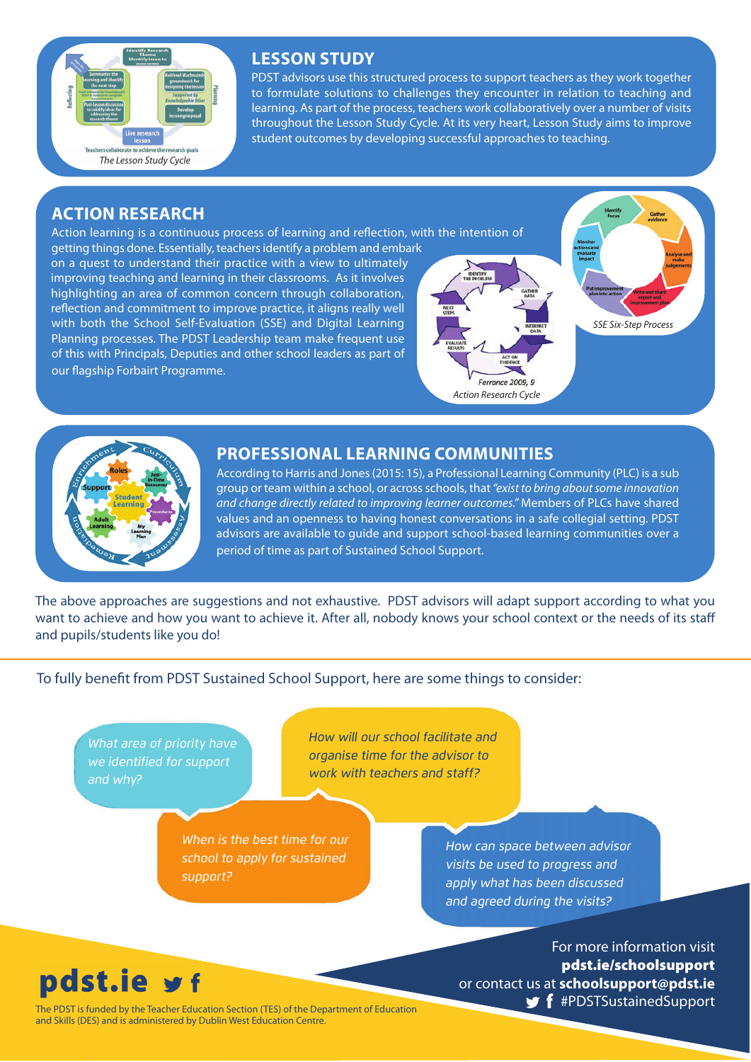## LESSON STUDY

*The Lesson Study Cycle*

PDST advisors use this structured process to support teachers as they work together to formulate solutions to challenges they encounter in relation to teaching and learning. As part of the process, teachers work collaboratively over a number of visits throughout the Lesson Study Cycle. At its very heart, Lesson Study aims to improve student outcomes by developing successful approaches to teaching.

## ACTION RESEARCH

Action learning is a continuous process of learning and reflection, with the intention of getting things done. Essentially, teachers identify a problem and embark on a quest to understand their practice with a view to ultimately improving teaching and learning in their classrooms. As it involves highlighting an area of common concern through collaboration, reflection and commitment to improve practice, it aligns really well with both the School Self-Evaluation (SSE) and Digital Learning Planning processes. The PDST Leadership team make frequent use of this with Principals, Deputies and other school leaders as part of our flagship Forbairt Programme.

*Ferrance 2009, 9*
*Action Research Cycle*

*SSE Six-Step Process*

## PROFESSIONAL LEARNING COMMUNITIES

According to Harris and Jones (2015: 15), a Professional Learning Community (PLC) is a sub group or team within a school, or across schools, that *"exist to bring about some innovation and change directly related to improving learner outcomes."* Members of PLCs have shared values and an openness to having honest conversations in a safe collegial setting. PDST advisors are available to guide and support school-based learning communities over a period of time as part of Sustained School Support.

The above approaches are suggestions and not exhaustive. PDST advisors will adapt support according to what you want to achieve and how you want to achieve it. After all, nobody knows your school context or the needs of its staff and pupils/students like you do!

To fully benefit from PDST Sustained School Support, here are some things to consider:

- *What area of priority have we identified for support and why?*
- *How will our school facilitate and organise time for the advisor to work with teachers and staff?*
- *When is the best time for our school to apply for sustained support?*
- *How can space between advisor visits be used to progress and apply what has been discussed and agreed during the visits?*

For more information visit **pdst.ie/schoolsupport**
or contact us at **schoolsupport@pdst.ie**
#PDSTSustainedSupport

**pdst.ie**

The PDST is funded by the Teacher Education Section (TES) of the Department of Education and Skills (DES) and is administered by Dublin West Education Centre.